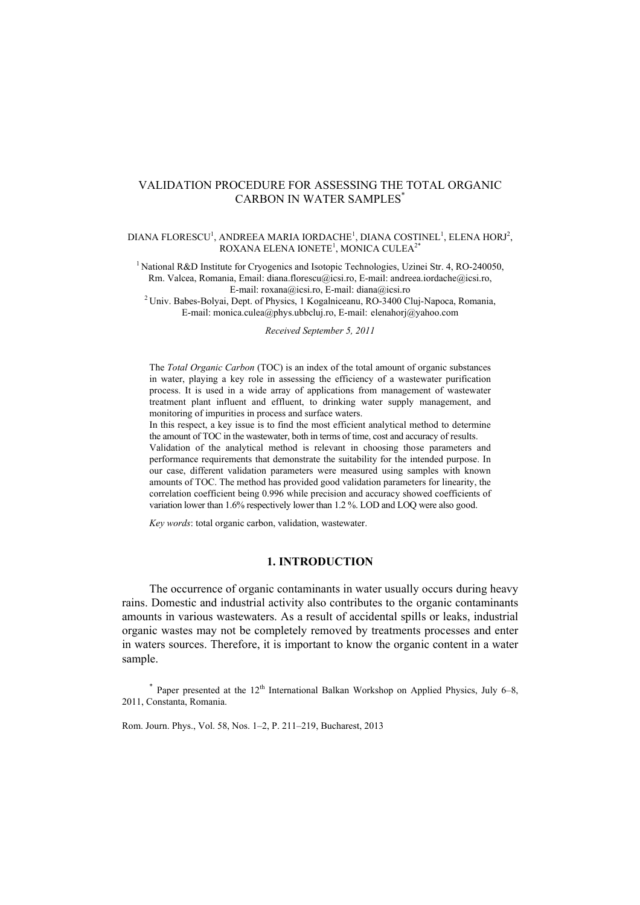# VALIDATION PROCEDURE FOR ASSESSING THE TOTAL ORGANIC CARBON IN WATER SAMPLES*

DIANA FLORESCU[1], ANDREEA MARIA IORDACHE[1], DIANA COSTINEL[1], ELENA HORJ[2], ROXANA ELENA IONETE[1], MONICA CULEA[2*]

[1] National R&D Institute for Cryogenics and Isotopic Technologies, Uzinei Str. 4, RO-240050, Rm. Valcea, Romania, Email: diana.florescu@icsi.ro, E-mail: andreea.iordache@icsi.ro, E-mail: roxana@icsi.ro, E-mail: diana@icsi.ro

[2] Univ. Babes-Bolyai, Dept. of Physics, 1 Kogalniceanu, RO-3400 Cluj-Napoca, Romania, E-mail: monica.culea@phys.ubbcluj.ro, E-mail: elenahorj@yahoo.com

*Received September 5, 2011*

The *Total Organic Carbon* (TOC) is an index of the total amount of organic substances in water, playing a key role in assessing the efficiency of a wastewater purification process. It is used in a wide array of applications from management of wastewater treatment plant influent and effluent, to drinking water supply management, and monitoring of impurities in process and surface waters.

In this respect, a key issue is to find the most efficient analytical method to determine the amount of TOC in the wastewater, both in terms of time, cost and accuracy of results.

Validation of the analytical method is relevant in choosing those parameters and performance requirements that demonstrate the suitability for the intended purpose. In our case, different validation parameters were measured using samples with known amounts of TOC. The method has provided good validation parameters for linearity, the correlation coefficient being 0.996 while precision and accuracy showed coefficients of variation lower than 1.6% respectively lower than 1.2 %. LOD and LOQ were also good.

*Key words*: total organic carbon, validation, wastewater.

## 1. INTRODUCTION

The occurrence of organic contaminants in water usually occurs during heavy rains. Domestic and industrial activity also contributes to the organic contaminants amounts in various wastewaters. As a result of accidental spills or leaks, industrial organic wastes may not be completely removed by treatments processes and enter in waters sources. Therefore, it is important to know the organic content in a water sample.

\* Paper presented at the 12th International Balkan Workshop on Applied Physics, July 6–8, 2011, Constanta, Romania.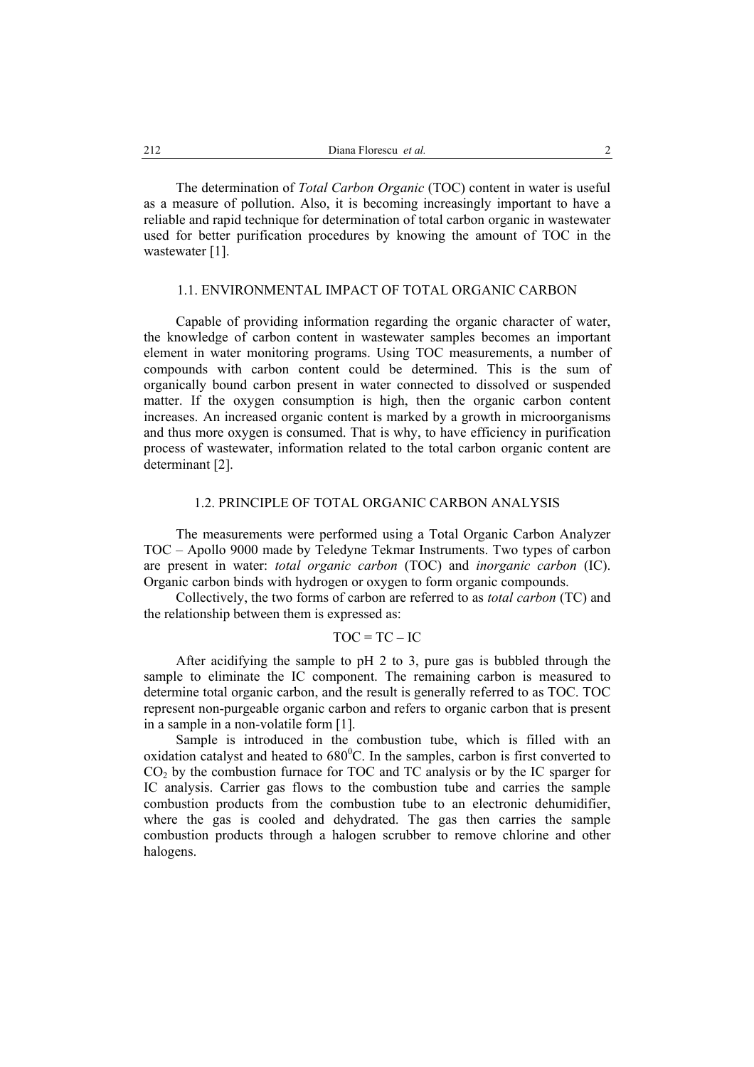The determination of *Total Carbon Organic* (TOC) content in water is useful as a measure of pollution. Also, it is becoming increasingly important to have a reliable and rapid technique for determination of total carbon organic in wastewater used for better purification procedures by knowing the amount of TOC in the wastewater [1].

### 1.1. ENVIRONMENTAL IMPACT OF TOTAL ORGANIC CARBON

Capable of providing information regarding the organic character of water, the knowledge of carbon content in wastewater samples becomes an important element in water monitoring programs. Using TOC measurements, a number of compounds with carbon content could be determined. This is the sum of organically bound carbon present in water connected to dissolved or suspended matter. If the oxygen consumption is high, then the organic carbon content increases. An increased organic content is marked by a growth in microorganisms and thus more oxygen is consumed. That is why, to have efficiency in purification process of wastewater, information related to the total carbon organic content are determinant [2].

### 1.2. PRINCIPLE OF TOTAL ORGANIC CARBON ANALYSIS

The measurements were performed using a Total Organic Carbon Analyzer TOC – Apollo 9000 made by Teledyne Tekmar Instruments. Two types of carbon are present in water: *total organic carbon* (TOC) and *inorganic carbon* (IC). Organic carbon binds with hydrogen or oxygen to form organic compounds.

Collectively, the two forms of carbon are referred to as *total carbon* (TC) and the relationship between them is expressed as:

$$TOC = TC - IC$$

After acidifying the sample to pH 2 to 3, pure gas is bubbled through the sample to eliminate the IC component. The remaining carbon is measured to determine total organic carbon, and the result is generally referred to as TOC. TOC represent non-purgeable organic carbon and refers to organic carbon that is present in a sample in a non-volatile form [1].

Sample is introduced in the combustion tube, which is filled with an oxidation catalyst and heated to $680^0$C. In the samples, carbon is first converted to $CO_2$ by the combustion furnace for TOC and TC analysis or by the IC sparger for IC analysis. Carrier gas flows to the combustion tube and carries the sample combustion products from the combustion tube to an electronic dehumidifier, where the gas is cooled and dehydrated. The gas then carries the sample combustion products through a halogen scrubber to remove chlorine and other halogens.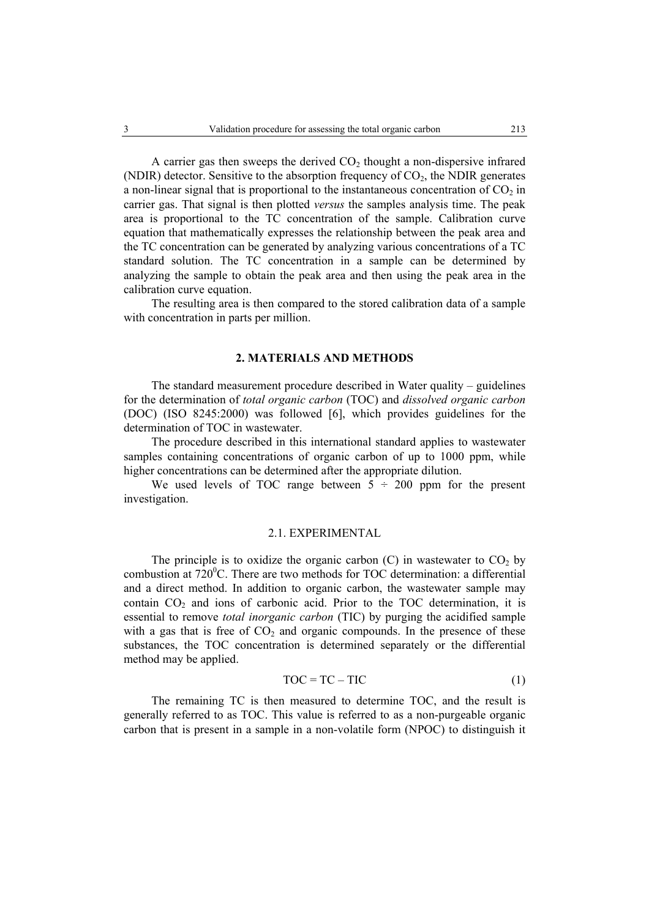A carrier gas then sweeps the derived $CO_2$ thought a non-dispersive infrared (NDIR) detector. Sensitive to the absorption frequency of $CO_2$, the NDIR generates a non-linear signal that is proportional to the instantaneous concentration of $CO_2$ in carrier gas. That signal is then plotted *versus* the samples analysis time. The peak area is proportional to the TC concentration of the sample. Calibration curve equation that mathematically expresses the relationship between the peak area and the TC concentration can be generated by analyzing various concentrations of a TC standard solution. The TC concentration in a sample can be determined by analyzing the sample to obtain the peak area and then using the peak area in the calibration curve equation.

The resulting area is then compared to the stored calibration data of a sample with concentration in parts per million.

## 2. MATERIALS AND METHODS

The standard measurement procedure described in Water quality – guidelines for the determination of *total organic carbon* (TOC) and *dissolved organic carbon* (DOC) (ISO 8245:2000) was followed [6], which provides guidelines for the determination of TOC in wastewater.

The procedure described in this international standard applies to wastewater samples containing concentrations of organic carbon of up to 1000 ppm, while higher concentrations can be determined after the appropriate dilution.

We used levels of TOC range between 5 ÷ 200 ppm for the present investigation.

### 2.1. EXPERIMENTAL

The principle is to oxidize the organic carbon (C) in wastewater to $CO_2$ by combustion at $720^0$C. There are two methods for TOC determination: a differential and a direct method. In addition to organic carbon, the wastewater sample may contain $CO_2$ and ions of carbonic acid. Prior to the TOC determination, it is essential to remove *total inorganic carbon* (TIC) by purging the acidified sample with a gas that is free of $CO_2$ and organic compounds. In the presence of these substances, the TOC concentration is determined separately or the differential method may be applied.

$$TOC = TC - TIC \tag{1}$$

The remaining TC is then measured to determine TOC, and the result is generally referred to as TOC. This value is referred to as a non-purgeable organic carbon that is present in a sample in a non-volatile form (NPOC) to distinguish it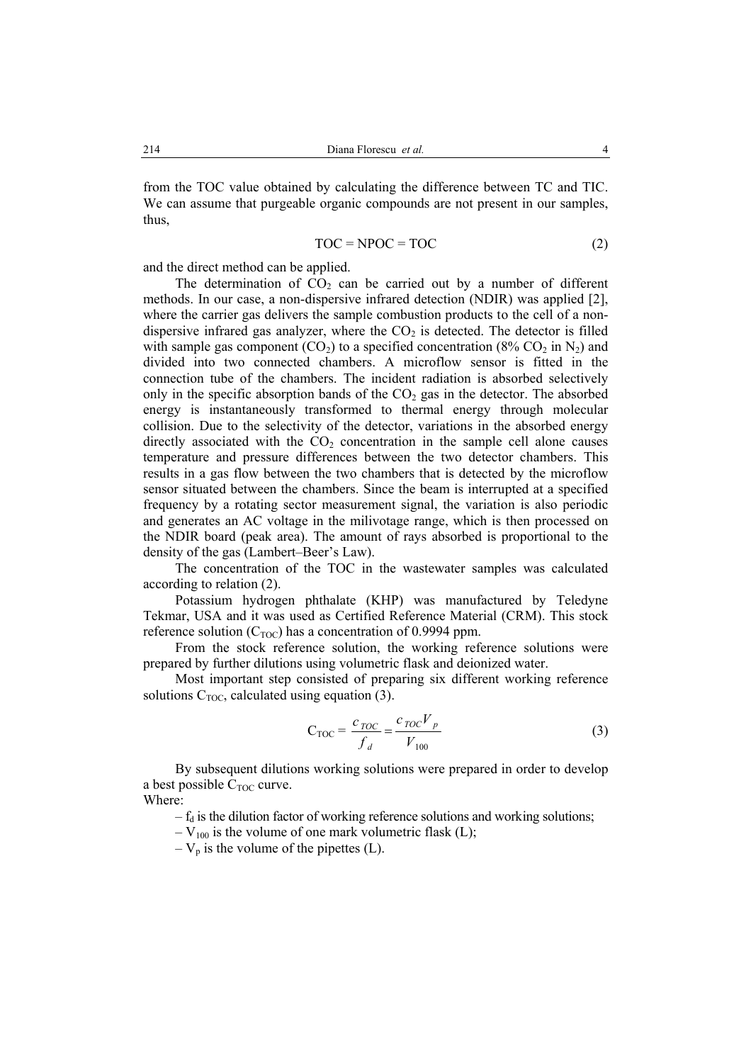from the TOC value obtained by calculating the difference between TC and TIC. We can assume that purgeable organic compounds are not present in our samples, thus,

$$\text{TOC} = \text{NPOC} = \text{TOC} \tag{2}$$

and the direct method can be applied.

The determination of $CO_2$ can be carried out by a number of different methods. In our case, a non-dispersive infrared detection (NDIR) was applied [2], where the carrier gas delivers the sample combustion products to the cell of a non-dispersive infrared gas analyzer, where the $CO_2$ is detected. The detector is filled with sample gas component ($CO_2$) to a specified concentration (8% $CO_2$ in $N_2$) and divided into two connected chambers. A microflow sensor is fitted in the connection tube of the chambers. The incident radiation is absorbed selectively only in the specific absorption bands of the $CO_2$ gas in the detector. The absorbed energy is instantaneously transformed to thermal energy through molecular collision. Due to the selectivity of the detector, variations in the absorbed energy directly associated with the $CO_2$ concentration in the sample cell alone causes temperature and pressure differences between the two detector chambers. This results in a gas flow between the two chambers that is detected by the microflow sensor situated between the chambers. Since the beam is interrupted at a specified frequency by a rotating sector measurement signal, the variation is also periodic and generates an AC voltage in the milivotage range, which is then processed on the NDIR board (peak area). The amount of rays absorbed is proportional to the density of the gas (Lambert–Beer's Law).

The concentration of the TOC in the wastewater samples was calculated according to relation (2).

Potassium hydrogen phthalate (KHP) was manufactured by Teledyne Tekmar, USA and it was used as Certified Reference Material (CRM). This stock reference solution ($C_{TOC}$) has a concentration of 0.9994 ppm.

From the stock reference solution, the working reference solutions were prepared by further dilutions using volumetric flask and deionized water.

Most important step consisted of preparing six different working reference solutions $C_{TOC}$, calculated using equation (3).

$$C_{TOC} = \frac{c_{TOC}}{f_d} = \frac{c_{TOC} V_p}{V_{100}} \tag{3}$$

By subsequent dilutions working solutions were prepared in order to develop a best possible $C_{TOC}$ curve.

Where:

– $f_d$ is the dilution factor of working reference solutions and working solutions;

– $V_{100}$ is the volume of one mark volumetric flask (L);

– $V_p$ is the volume of the pipettes (L).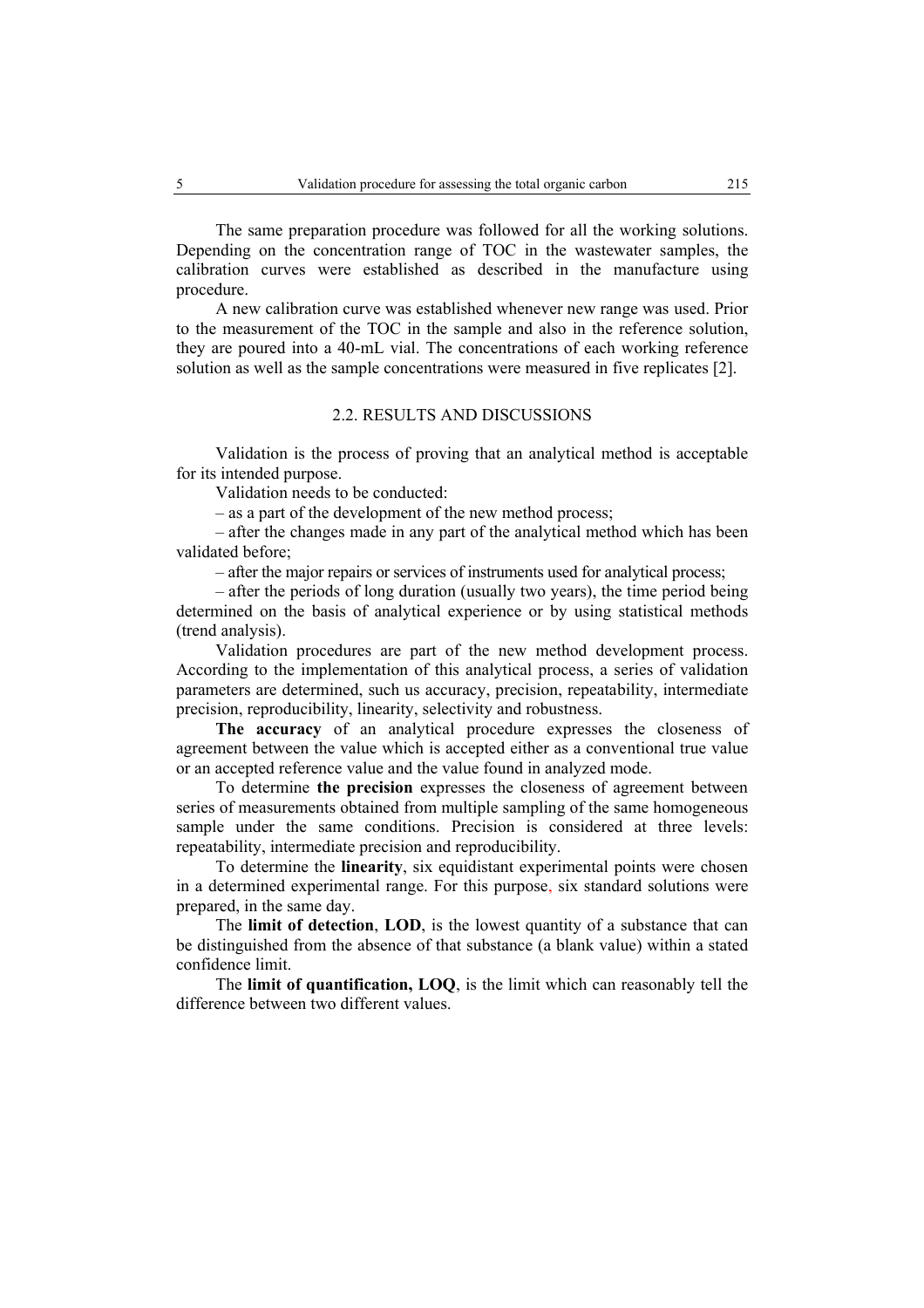The same preparation procedure was followed for all the working solutions. Depending on the concentration range of TOC in the wastewater samples, the calibration curves were established as described in the manufacture using procedure.

A new calibration curve was established whenever new range was used. Prior to the measurement of the TOC in the sample and also in the reference solution, they are poured into a 40-mL vial. The concentrations of each working reference solution as well as the sample concentrations were measured in five replicates [2].

## 2.2. RESULTS AND DISCUSSIONS

Validation is the process of proving that an analytical method is acceptable for its intended purpose.

Validation needs to be conducted:

– as a part of the development of the new method process;

– after the changes made in any part of the analytical method which has been validated before;

– after the major repairs or services of instruments used for analytical process;

– after the periods of long duration (usually two years), the time period being determined on the basis of analytical experience or by using statistical methods (trend analysis).

Validation procedures are part of the new method development process. According to the implementation of this analytical process, a series of validation parameters are determined, such us accuracy, precision, repeatability, intermediate precision, reproducibility, linearity, selectivity and robustness.

**The accuracy** of an analytical procedure expresses the closeness of agreement between the value which is accepted either as a conventional true value or an accepted reference value and the value found in analyzed mode.

To determine **the precision** expresses the closeness of agreement between series of measurements obtained from multiple sampling of the same homogeneous sample under the same conditions. Precision is considered at three levels: repeatability, intermediate precision and reproducibility.

To determine the **linearity**, six equidistant experimental points were chosen in a determined experimental range. For this purpose, six standard solutions were prepared, in the same day.

The **limit of detection**, **LOD**, is the lowest quantity of a substance that can be distinguished from the absence of that substance (a blank value) within a stated confidence limit.

The **limit of quantification, LOQ**, is the limit which can reasonably tell the difference between two different values.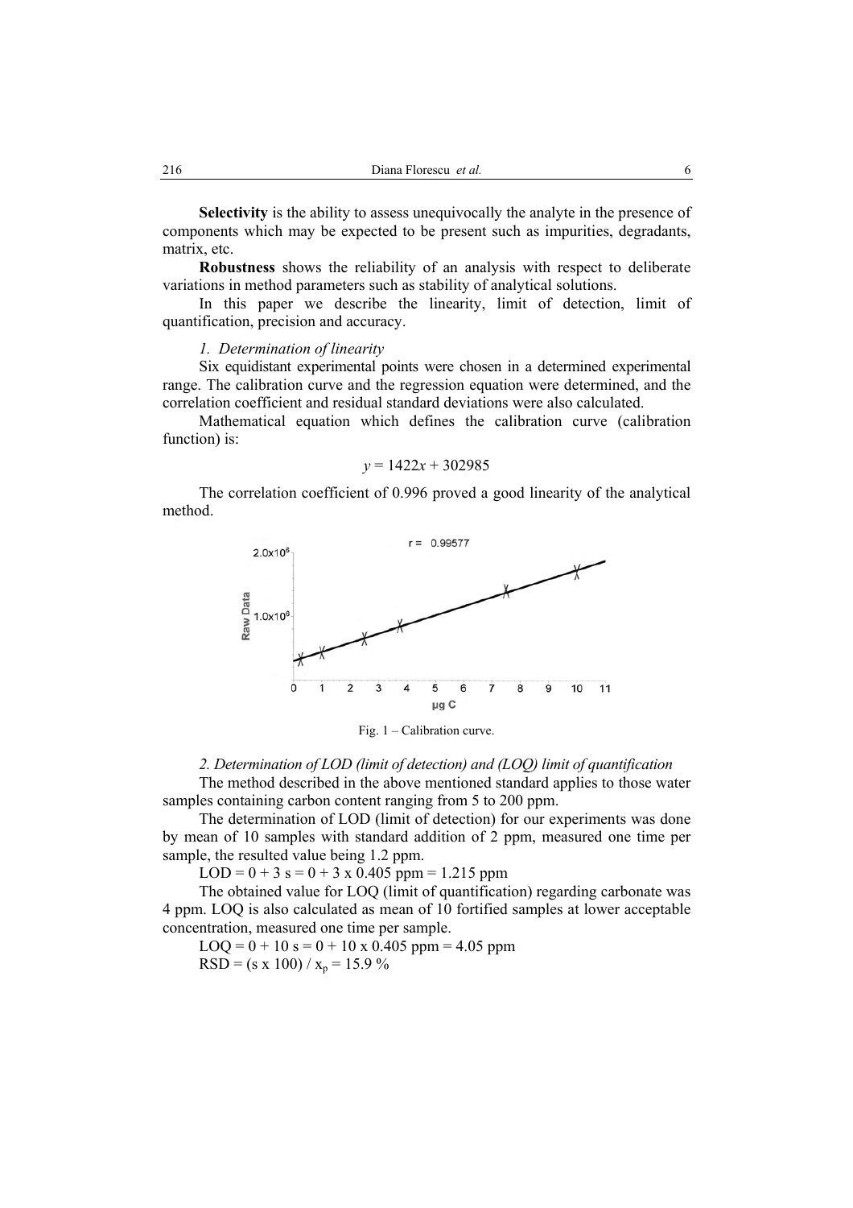**Selectivity** is the ability to assess unequivocally the analyte in the presence of components which may be expected to be present such as impurities, degradants, matrix, etc.

**Robustness** shows the reliability of an analysis with respect to deliberate variations in method parameters such as stability of analytical solutions.

In this paper we describe the linearity, limit of detection, limit of quantification, precision and accuracy.

*1. Determination of linearity*

Six equidistant experimental points were chosen in a determined experimental range. The calibration curve and the regression equation were determined, and the correlation coefficient and residual standard deviations were also calculated.

Mathematical equation which defines the calibration curve (calibration function) is:

$$y = 1422x + 302985$$

The correlation coefficient of 0.996 proved a good linearity of the analytical method.

Fig. 1 – Calibration curve.

*2. Determination of LOD (limit of detection) and (LOQ) limit of quantification*

The method described in the above mentioned standard applies to those water samples containing carbon content ranging from 5 to 200 ppm.

The determination of LOD (limit of detection) for our experiments was done by mean of 10 samples with standard addition of 2 ppm, measured one time per sample, the resulted value being 1.2 ppm.

$LOD = 0 + 3\ s = 0 + 3 \times 0.405$ ppm $= 1.215$ ppm

The obtained value for LOQ (limit of quantification) regarding carbonate was 4 ppm. LOQ is also calculated as mean of 10 fortified samples at lower acceptable concentration, measured one time per sample.

$LOQ = 0 + 10\ s = 0 + 10 \times 0.405$ ppm $= 4.05$ ppm

$RSD = (s \times 100) / x_p = 15.9$ %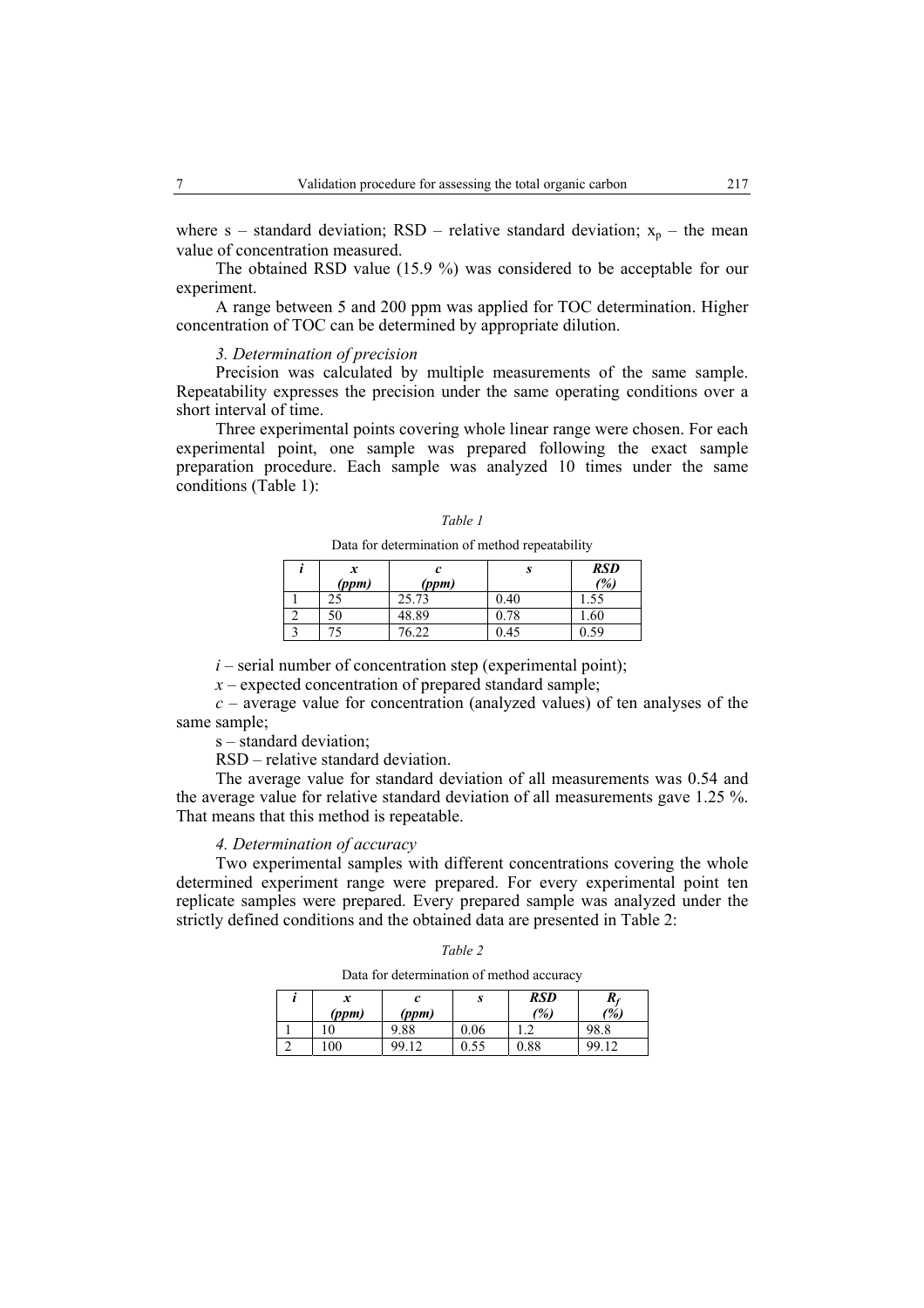where s – standard deviation; RSD – relative standard deviation; $x_p$ – the mean value of concentration measured.

The obtained RSD value (15.9 %) was considered to be acceptable for our experiment.

A range between 5 and 200 ppm was applied for TOC determination. Higher concentration of TOC can be determined by appropriate dilution.

*3. Determination of precision*

Precision was calculated by multiple measurements of the same sample. Repeatability expresses the precision under the same operating conditions over a short interval of time.

Three experimental points covering whole linear range were chosen. For each experimental point, one sample was prepared following the exact sample preparation procedure. Each sample was analyzed 10 times under the same conditions (Table 1):

*Table 1*

Data for determination of method repeatability

| *i* | *x* (*ppm*) | *c* (*ppm*) | *s* | *RSD* (*%*) |
|---|---|---|---|---|
| 1 | 25 | 25.73 | 0.40 | 1.55 |
| 2 | 50 | 48.89 | 0.78 | 1.60 |
| 3 | 75 | 76.22 | 0.45 | 0.59 |

*i* – serial number of concentration step (experimental point);

*x* – expected concentration of prepared standard sample;

*c* – average value for concentration (analyzed values) of ten analyses of the same sample;

s – standard deviation;

RSD – relative standard deviation.

The average value for standard deviation of all measurements was 0.54 and the average value for relative standard deviation of all measurements gave 1.25 %. That means that this method is repeatable.

*4. Determination of accuracy*

Two experimental samples with different concentrations covering the whole determined experiment range were prepared. For every experimental point ten replicate samples were prepared. Every prepared sample was analyzed under the strictly defined conditions and the obtained data are presented in Table 2:

*Table 2*

Data for determination of method accuracy

| *i* | *x* (*ppm*) | *c* (*ppm*) | *s* | *RSD* (*%*) | $R_f$ (*%*) |
|---|---|---|---|---|---|
| 1 | 10 | 9.88 | 0.06 | 1.2 | 98.8 |
| 2 | 100 | 99.12 | 0.55 | 0.88 | 99.12 |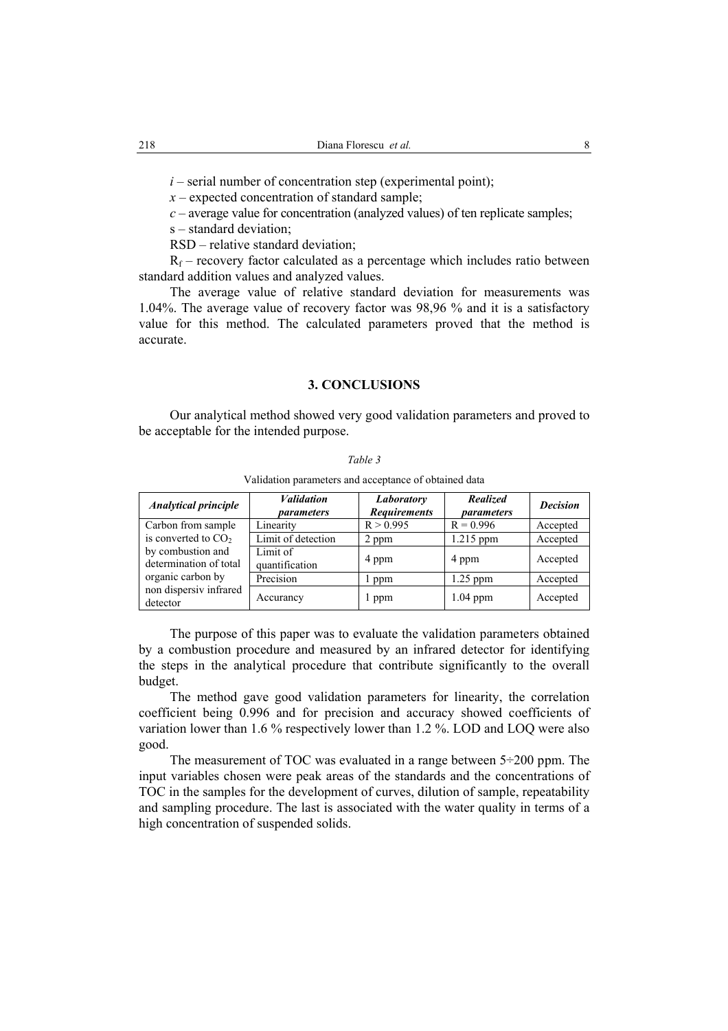$i$ – serial number of concentration step (experimental point);

$x$ – expected concentration of standard sample;

$c$ – average value for concentration (analyzed values) of ten replicate samples;

s – standard deviation;

RSD – relative standard deviation;

$R_f$ – recovery factor calculated as a percentage which includes ratio between standard addition values and analyzed values.

The average value of relative standard deviation for measurements was 1.04%. The average value of recovery factor was 98,96 % and it is a satisfactory value for this method. The calculated parameters proved that the method is accurate.

## 3. CONCLUSIONS

Our analytical method showed very good validation parameters and proved to be acceptable for the intended purpose.

*Table 3*

Validation parameters and acceptance of obtained data

| *Analytical principle* | *Validation parameters* | *Laboratory Requirements* | *Realized parameters* | *Decision* |
|---|---|---|---|---|
| Carbon from sample is converted to $CO_2$ by combustion and determination of total organic carbon by non dispersiv infrared detector | Linearity | R > 0.995 | R = 0.996 | Accepted |
| | Limit of detection | 2 ppm | 1.215 ppm | Accepted |
| | Limit of quantification | 4 ppm | 4 ppm | Accepted |
| | Precision | 1 ppm | 1.25 ppm | Accepted |
| | Accurancy | 1 ppm | 1.04 ppm | Accepted |

The purpose of this paper was to evaluate the validation parameters obtained by a combustion procedure and measured by an infrared detector for identifying the steps in the analytical procedure that contribute significantly to the overall budget.

The method gave good validation parameters for linearity, the correlation coefficient being 0.996 and for precision and accuracy showed coefficients of variation lower than 1.6 % respectively lower than 1.2 %. LOD and LOQ were also good.

The measurement of TOC was evaluated in a range between 5÷200 ppm. The input variables chosen were peak areas of the standards and the concentrations of TOC in the samples for the development of curves, dilution of sample, repeatability and sampling procedure. The last is associated with the water quality in terms of a high concentration of suspended solids.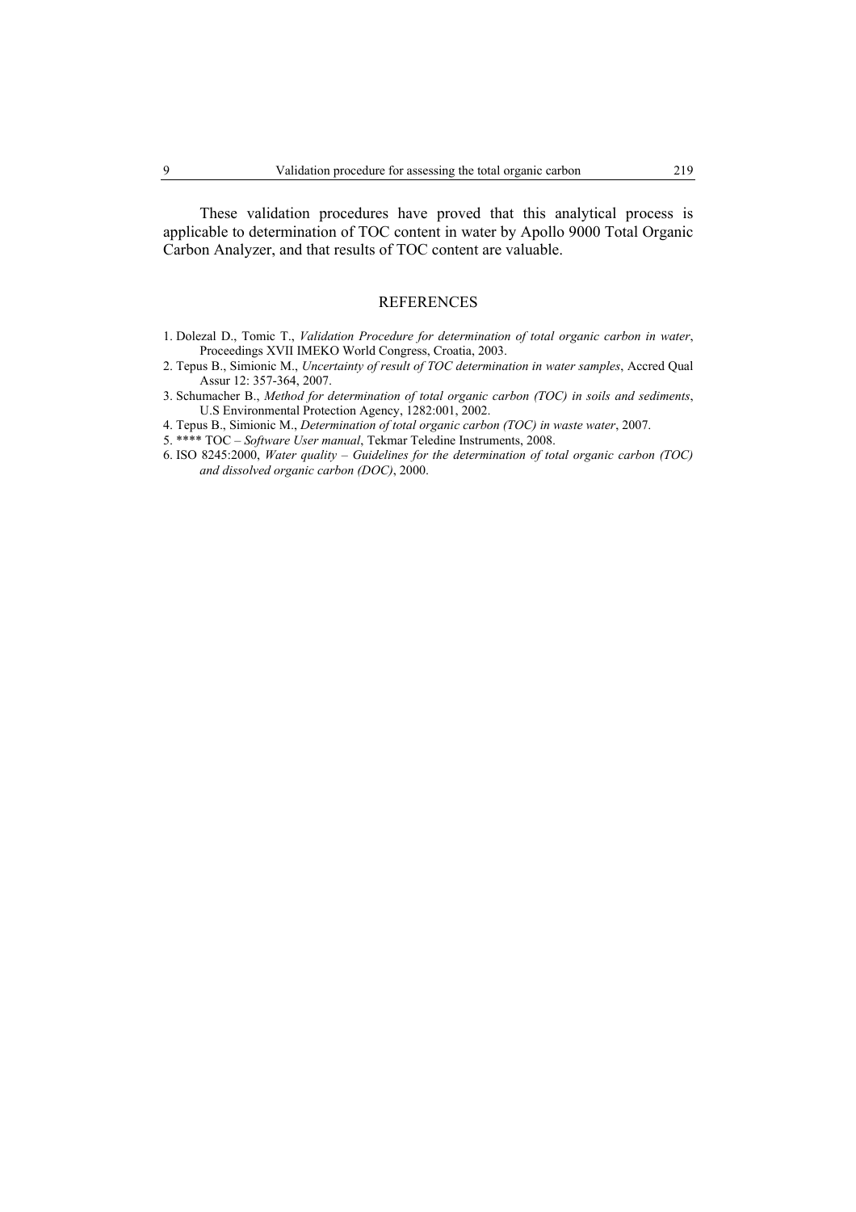These validation procedures have proved that this analytical process is applicable to determination of TOC content in water by Apollo 9000 Total Organic Carbon Analyzer, and that results of TOC content are valuable.

## REFERENCES

1. Dolezal D., Tomic T., *Validation Procedure for determination of total organic carbon in water*, Proceedings XVII IMEKO World Congress, Croatia, 2003.
2. Tepus B., Simionic M., *Uncertainty of result of TOC determination in water samples*, Accred Qual Assur 12: 357-364, 2007.
3. Schumacher B., *Method for determination of total organic carbon (TOC) in soils and sediments*, U.S Environmental Protection Agency, 1282:001, 2002.
4. Tepus B., Simionic M., *Determination of total organic carbon (TOC) in waste water*, 2007.
5. **** TOC – *Software User manual*, Tekmar Teledine Instruments, 2008.
6. ISO 8245:2000, *Water quality – Guidelines for the determination of total organic carbon (TOC) and dissolved organic carbon (DOC)*, 2000.